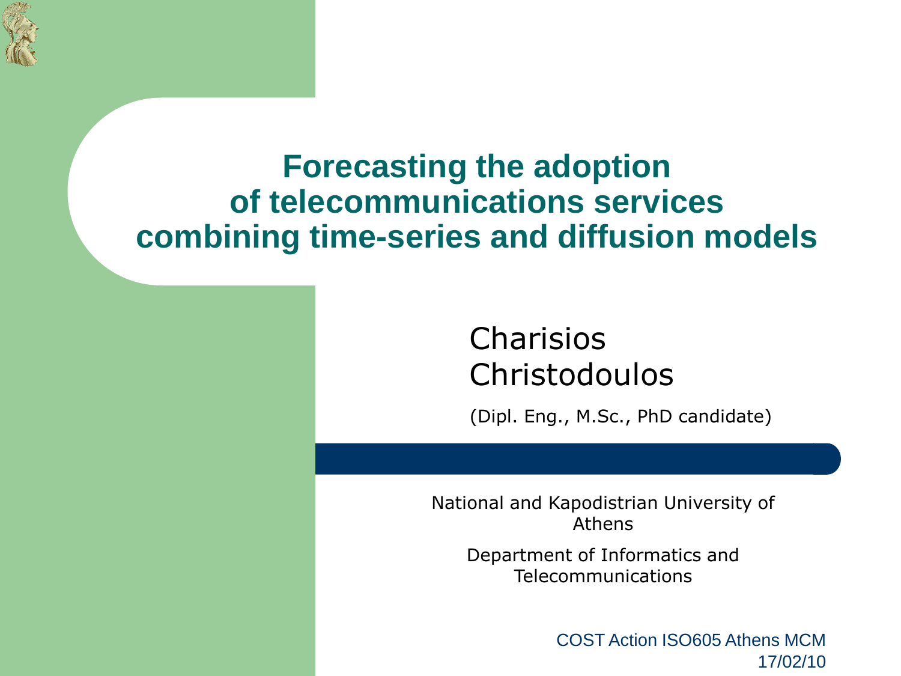# Forecasting the adoption of telecommunications services combining time-series and diffusion models

Charisios Christodoulos

(Dipl. Eng., M.Sc., PhD candidate)

National and Kapodistrian University of Athens

Department of Informatics and Telecommunications

COST Action ISO605 Athens MCM
17/02/10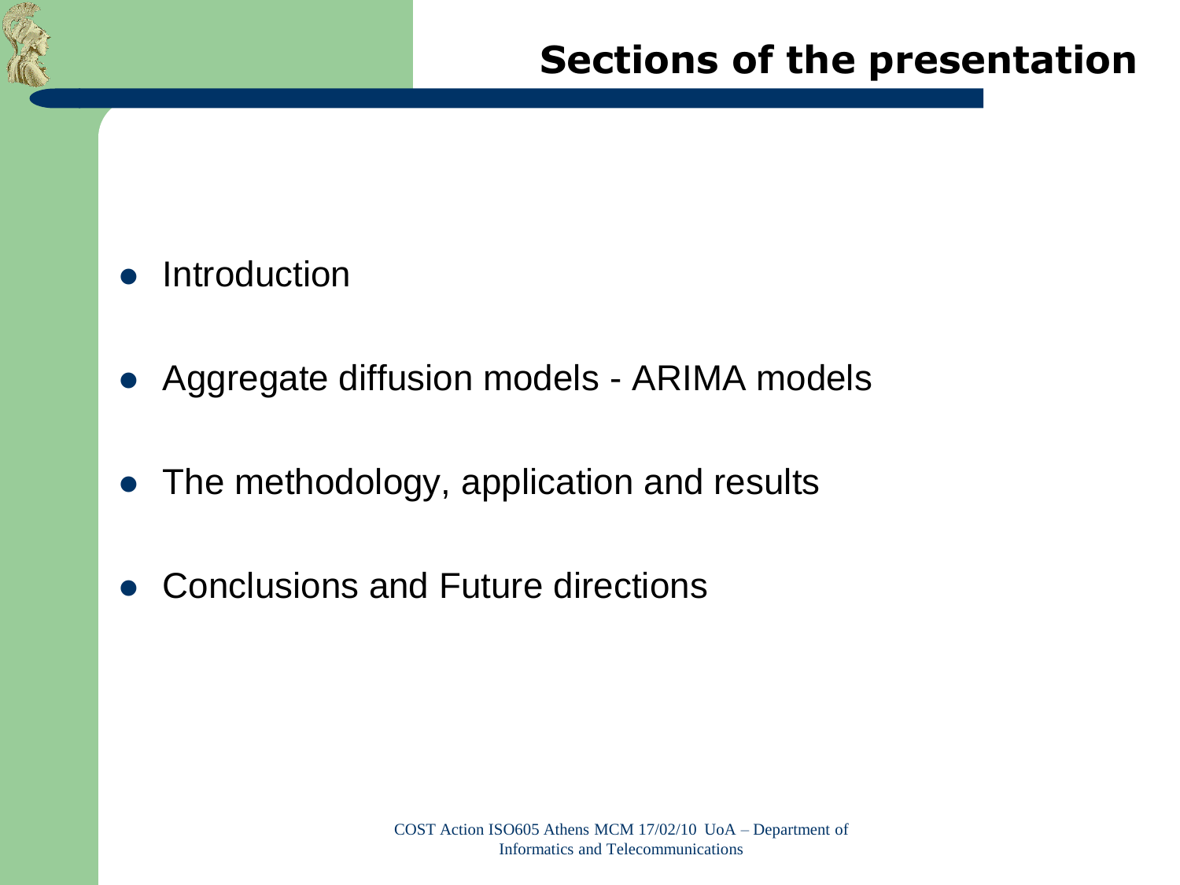# Sections of the presentation

- Introduction
- Aggregate diffusion models - ARIMA models
- The methodology, application and results
- Conclusions and Future directions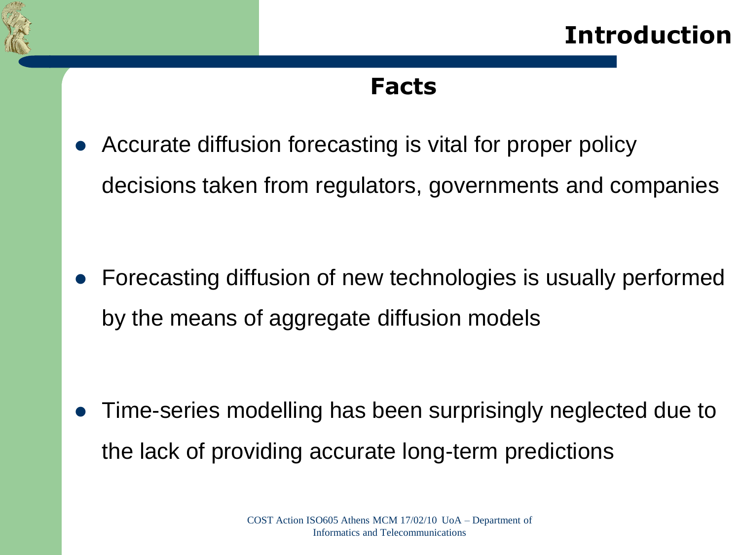# Introduction

## Facts

- Accurate diffusion forecasting is vital for proper policy decisions taken from regulators, governments and companies

- Forecasting diffusion of new technologies is usually performed by the means of aggregate diffusion models

- Time-series modelling has been surprisingly neglected due to the lack of providing accurate long-term predictions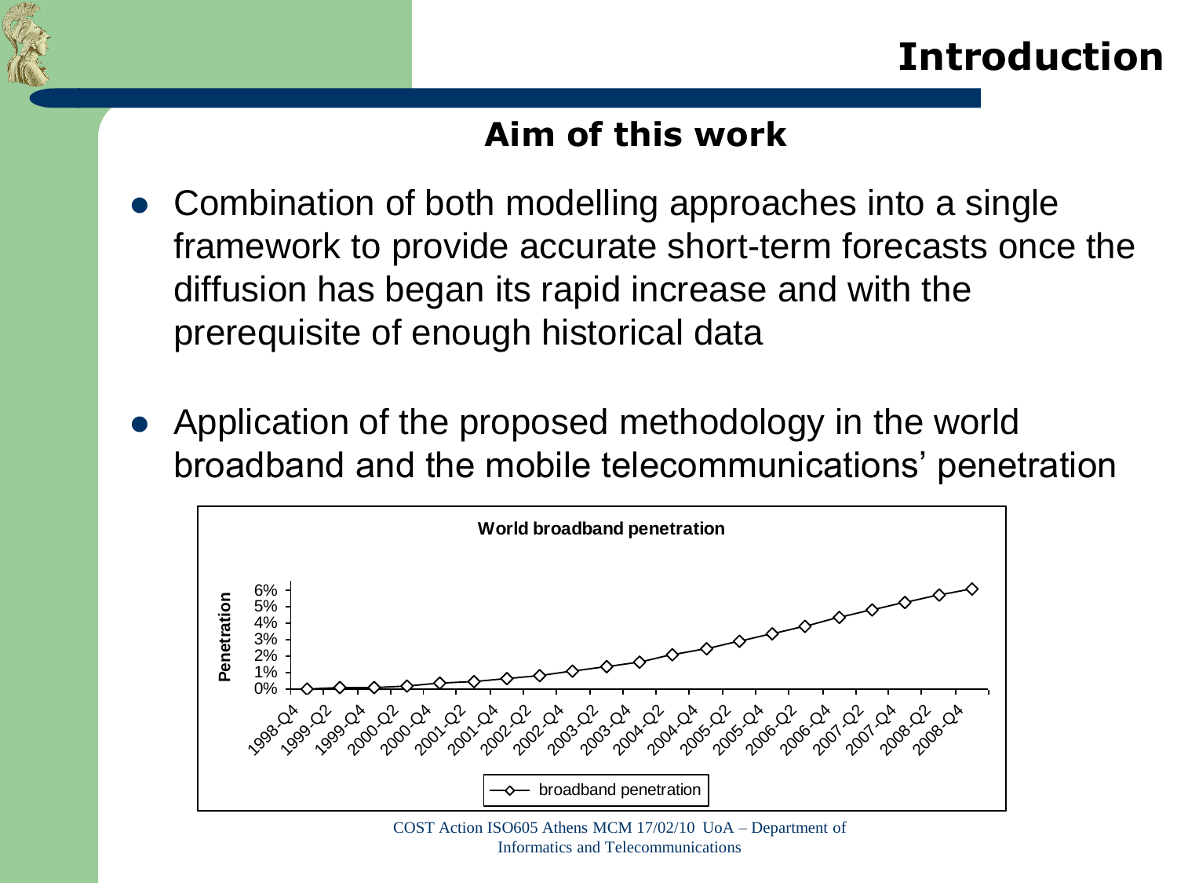# Introduction

## Aim of this work

- Combination of both modelling approaches into a single framework to provide accurate short-term forecasts once the diffusion has began its rapid increase and with the prerequisite of enough historical data
- Application of the proposed methodology in the world broadband and the mobile telecommunications' penetration

**World broadband penetration**

Penetration: 0%, 1%, 2%, 3%, 4%, 5%, 6%

1998-Q4, 1999-Q2, 1999-Q4, 2000-Q2, 2000-Q4, 2001-Q2, 2001-Q4, 2002-Q2, 2002-Q4, 2003-Q2, 2003-Q4, 2004-Q2, 2004-Q4, 2005-Q2, 2005-Q4, 2006-Q2, 2006-Q4, 2007-Q2, 2007-Q4, 2008-Q2, 2008-Q4

broadband penetration

COST Action ISO605 Athens MCM 17/02/10 UoA – Department of Informatics and Telecommunications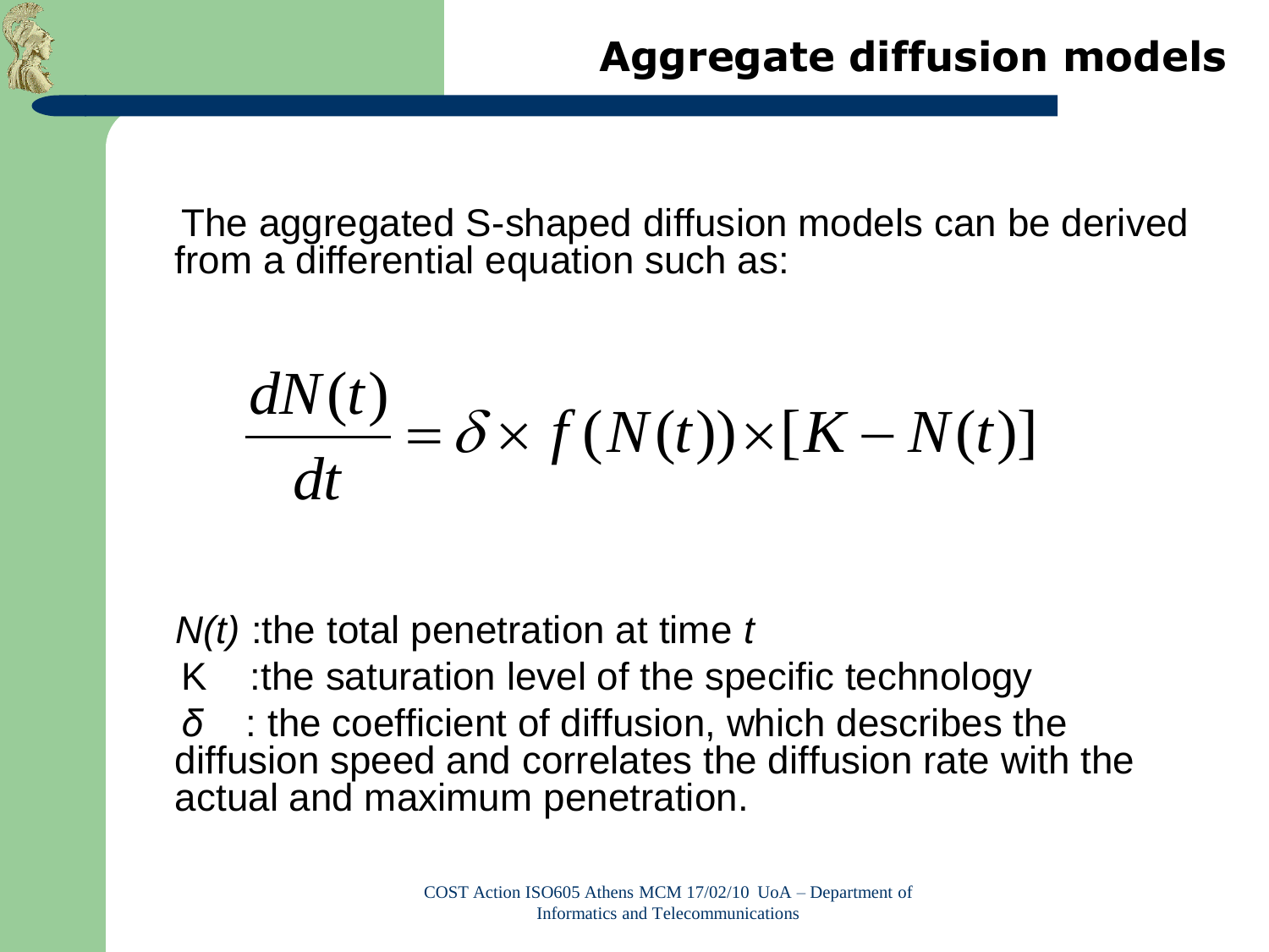# Aggregate diffusion models

The aggregated S-shaped diffusion models can be derived from a differential equation such as:

$$\frac{dN(t)}{dt} = \delta \times f(N(t)) \times [K - N(t)]$$

*N(t)* :the total penetration at time *t*

K :the saturation level of the specific technology

*δ* : the coefficient of diffusion, which describes the diffusion speed and correlates the diffusion rate with the actual and maximum penetration.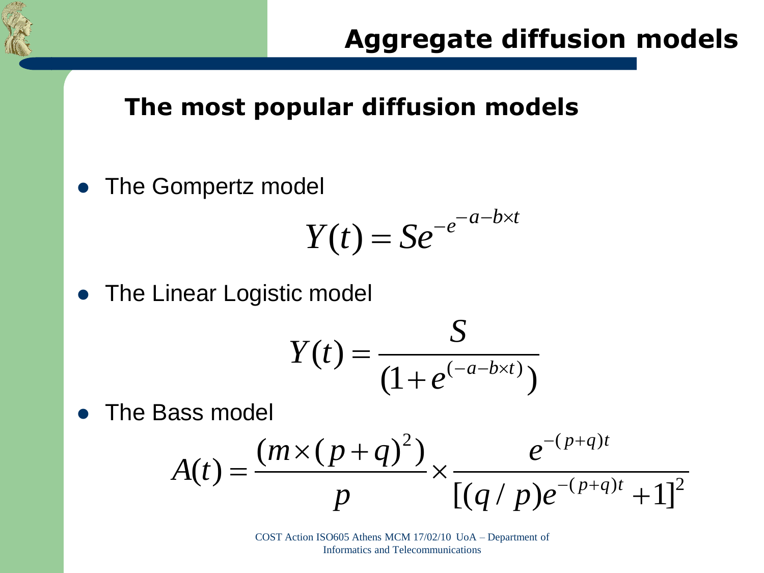## Aggregate diffusion models

### The most popular diffusion models

- The Gompertz model

$$Y(t) = Se^{-e^{-a-b\times t}}$$

- The Linear Logistic model

$$Y(t) = \frac{S}{(1+e^{(-a-b\times t)})}$$

- The Bass model

$$A(t) = \frac{(m\times(p+q)^2)}{p} \times \frac{e^{-(p+q)t}}{[(q/p)e^{-(p+q)t}+1]^2}$$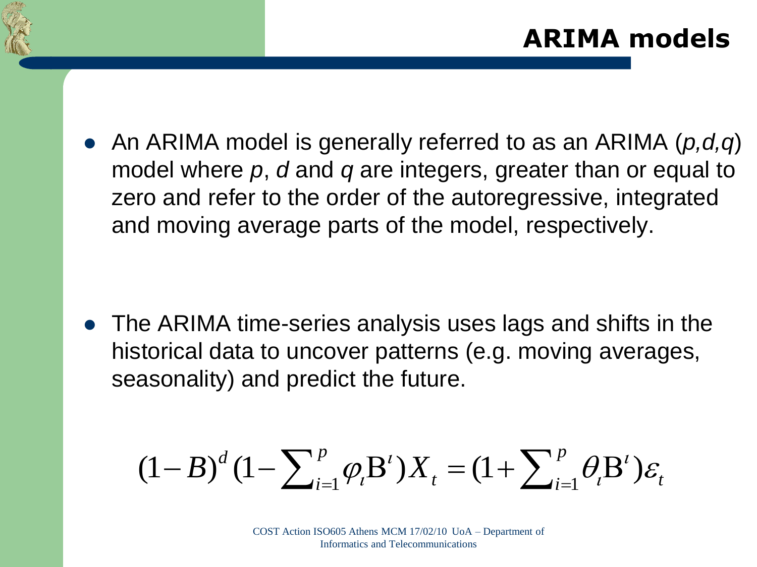# ARIMA models

- An ARIMA model is generally referred to as an ARIMA (*p,d,q*) model where *p*, *d* and *q* are integers, greater than or equal to zero and refer to the order of the autoregressive, integrated and moving average parts of the model, respectively.

- The ARIMA time-series analysis uses lags and shifts in the historical data to uncover patterns (e.g. moving averages, seasonality) and predict the future.

$$(1-B)^d (1-\sum_{i=1}^{p} \varphi_\iota \mathrm{B}^\iota) X_t = (1+\sum_{i=1}^{p} \theta_\iota \mathrm{B}^\iota) \varepsilon_t$$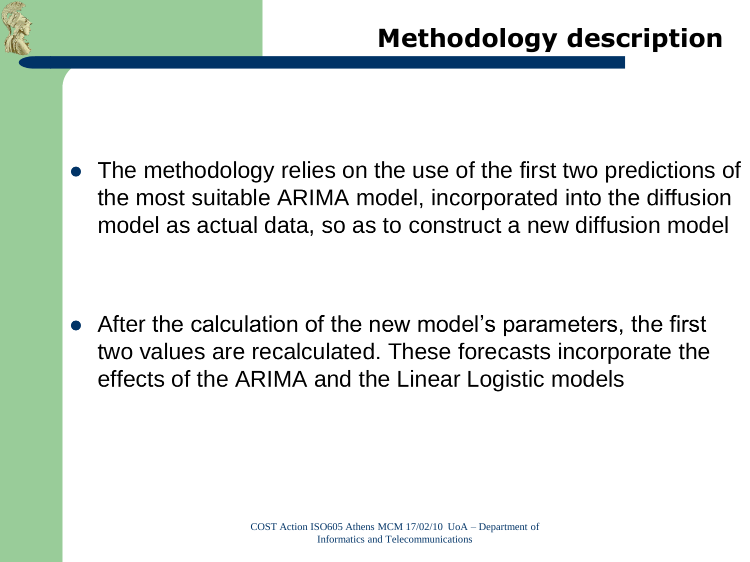# Methodology description

- The methodology relies on the use of the first two predictions of the most suitable ARIMA model, incorporated into the diffusion model as actual data, so as to construct a new diffusion model

- After the calculation of the new model's parameters, the first two values are recalculated. These forecasts incorporate the effects of the ARIMA and the Linear Logistic models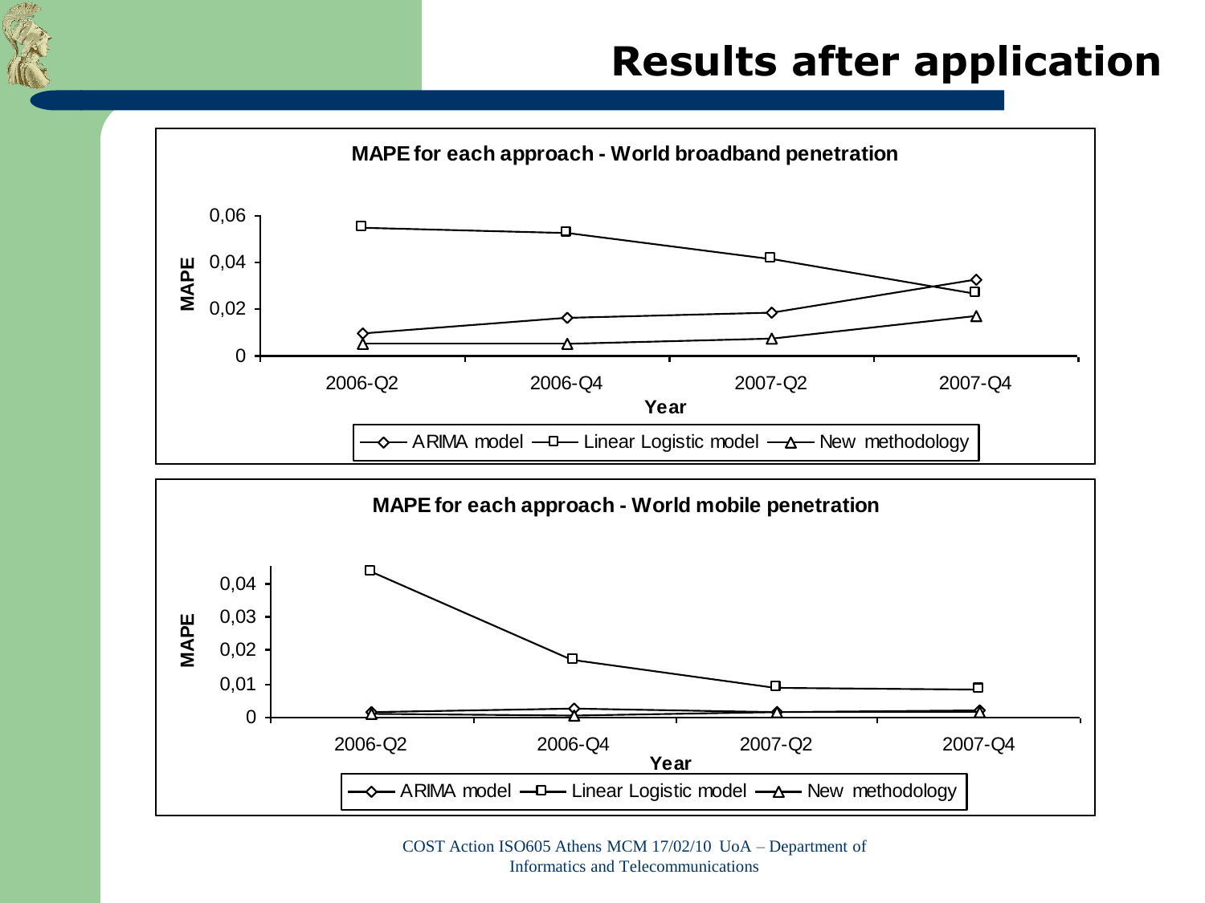# Results after application

**MAPE for each approach - World broadband penetration**

MAPE

0,06
0,04
0,02
0

2006-Q2 2006-Q4 2007-Q2 2007-Q4

**Year**

ARIMA model — Linear Logistic model — New methodology

**MAPE for each approach - World mobile penetration**

MAPE

0,04
0,03
0,02
0,01
0

2006-Q2 2006-Q4 2007-Q2 2007-Q4

**Year**

ARIMA model — Linear Logistic model — New methodology

COST Action ISO605 Athens MCM 17/02/10 UoA – Department of Informatics and Telecommunications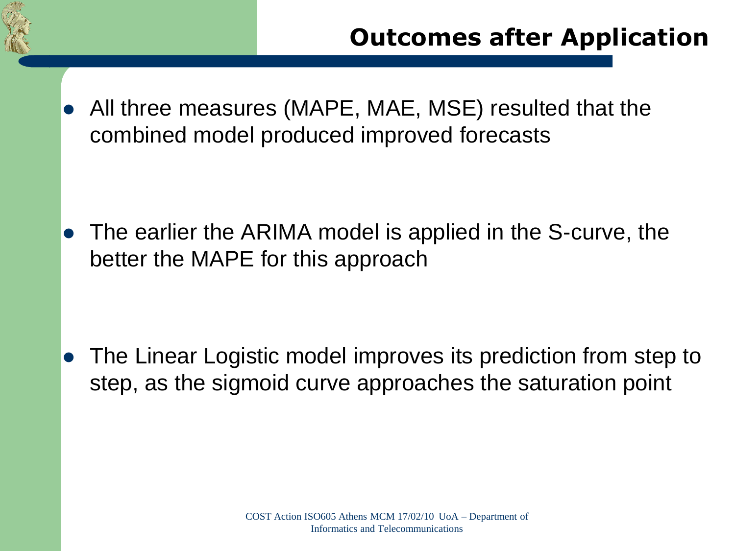# Outcomes after Application

- All three measures (MAPE, MAE, MSE) resulted that the combined model produced improved forecasts

- The earlier the ARIMA model is applied in the S-curve, the better the MAPE for this approach

- The Linear Logistic model improves its prediction from step to step, as the sigmoid curve approaches the saturation point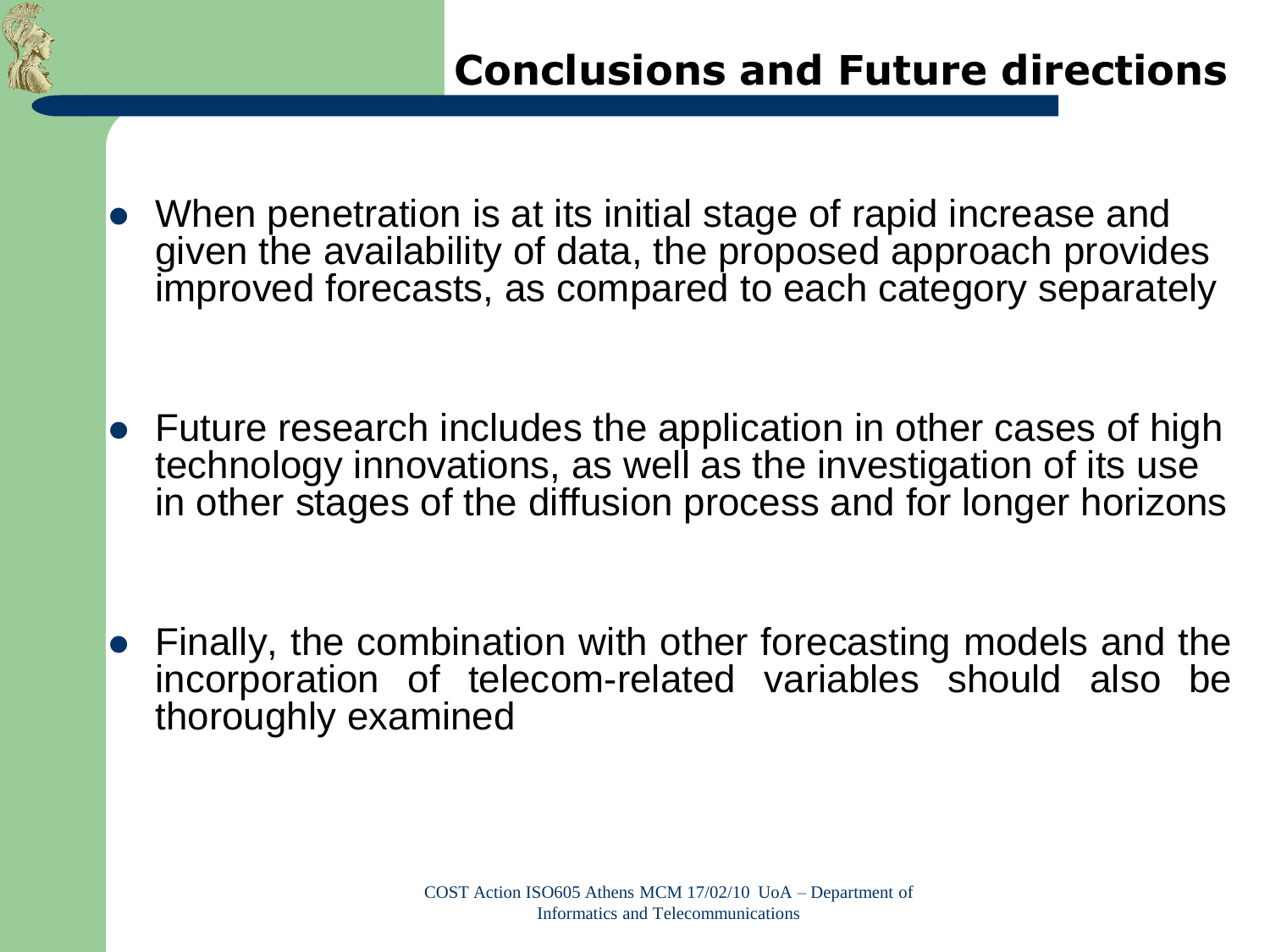## Conclusions and Future directions

- When penetration is at its initial stage of rapid increase and given the availability of data, the proposed approach provides improved forecasts, as compared to each category separately
- Future research includes the application in other cases of high technology innovations, as well as the investigation of its use in other stages of the diffusion process and for longer horizons
- Finally, the combination with other forecasting models and the incorporation of telecom-related variables should also be thoroughly examined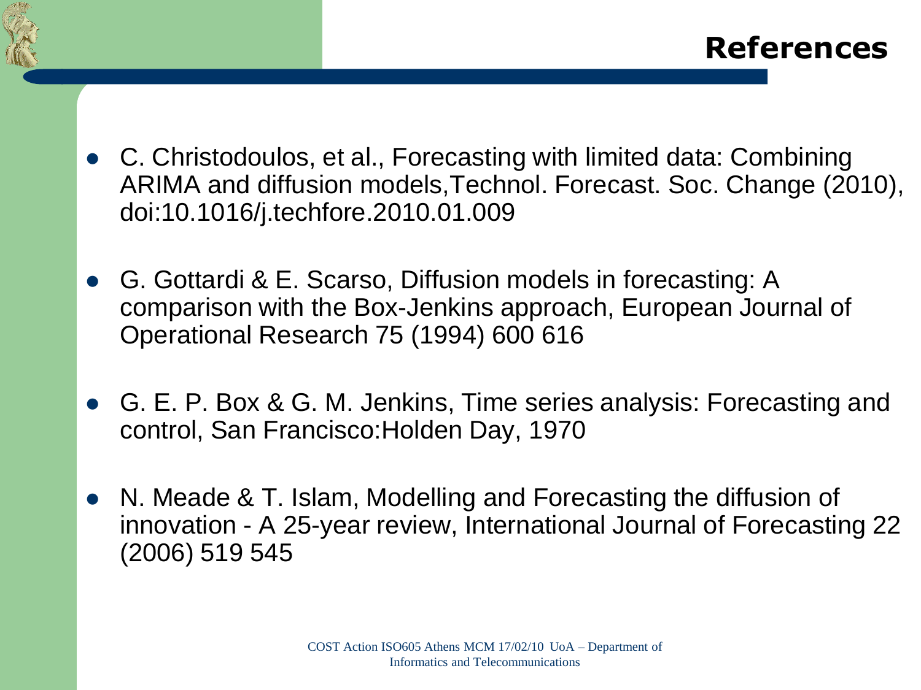# References

- C. Christodoulos, et al., Forecasting with limited data: Combining ARIMA and diffusion models,Technol. Forecast. Soc. Change (2010), doi:10.1016/j.techfore.2010.01.009
- G. Gottardi & E. Scarso, Diffusion models in forecasting: A comparison with the Box-Jenkins approach, European Journal of Operational Research 75 (1994) 600 616
- G. E. P. Box & G. M. Jenkins, Time series analysis: Forecasting and control, San Francisco:Holden Day, 1970
- N. Meade & T. Islam, Modelling and Forecasting the diffusion of innovation - A 25-year review, International Journal of Forecasting 22 (2006) 519 545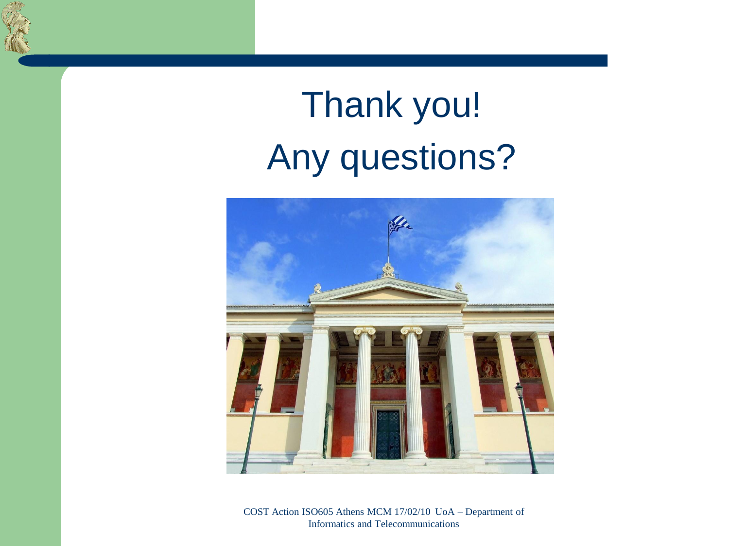# Thank you!
# Any questions?

COST Action ISO605 Athens MCM 17/02/10 UoA – Department of Informatics and Telecommunications